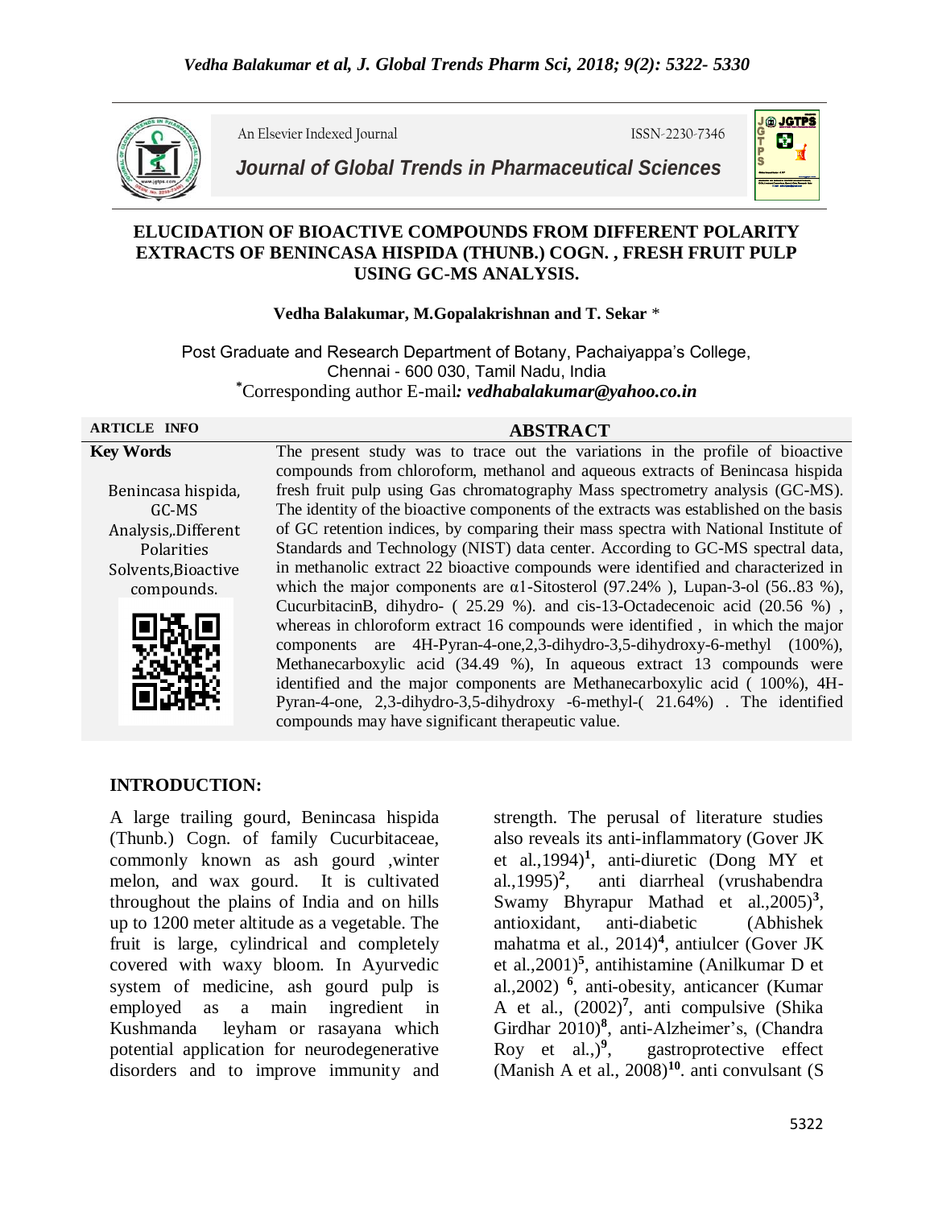An Elsevier Indexed Journal ISSN-2230-7346

*Journal of Global Trends in Pharmaceutical Sciences*

# ELUCIDATION OF BIOACTIVE COMPOUNDS FROM DIFFERENT POLARITY EXTRACTS OF BENINCASA HISPIDA (THUNB.) COGN. , FRESH FRUIT PULP USING GC-MS ANALYSIS.

**Vedha Balakumar, M.Gopalakrishnan and T. Sekar** *

Post Graduate and Research Department of Botany, Pachaiyappa's College, Chennai - 600 030, Tamil Nadu, India

*Corresponding author E-mail*: vedhabalakumar@yahoo.co.in*

**ARTICLE INFO**

**Key Words**

Benincasa hispida, GC-MS Analysis,.Different Polarities Solvents,Bioactive compounds.

**ABSTRACT**

The present study was to trace out the variations in the profile of bioactive compounds from chloroform, methanol and aqueous extracts of Benincasa hispida fresh fruit pulp using Gas chromatography Mass spectrometry analysis (GC-MS). The identity of the bioactive components of the extracts was established on the basis of GC retention indices, by comparing their mass spectra with National Institute of Standards and Technology (NIST) data center. According to GC-MS spectral data, in methanolic extract 22 bioactive compounds were identified and characterized in which the major components are α1-Sitosterol (97.24% ), Lupan-3-ol (56..83 %), CucurbitacinB, dihydro- ( 25.29 %). and cis-13-Octadecenoic acid (20.56 %) , whereas in chloroform extract 16 compounds were identified , in which the major components are 4H-Pyran-4-one,2,3-dihydro-3,5-dihydroxy-6-methyl (100%), Methanecarboxylic acid (34.49 %), In aqueous extract 13 compounds were identified and the major components are Methanecarboxylic acid ( 100%), 4H-Pyran-4-one, 2,3-dihydro-3,5-dihydroxy -6-methyl-( 21.64%) . The identified compounds may have significant therapeutic value.

## INTRODUCTION:

A large trailing gourd, Benincasa hispida (Thunb.) Cogn. of family Cucurbitaceae, commonly known as ash gourd ,winter melon, and wax gourd. It is cultivated throughout the plains of India and on hills up to 1200 meter altitude as a vegetable. The fruit is large, cylindrical and completely covered with waxy bloom. In Ayurvedic system of medicine, ash gourd pulp is employed as a main ingredient in Kushmanda leyham or rasayana which potential application for neurodegenerative disorders and to improve immunity and strength. The perusal of literature studies also reveals its anti-inflammatory (Gover JK et al.,1994)[1], anti-diuretic (Dong MY et al.,1995)[2], anti diarrheal (vrushabendra Swamy Bhyrapur Mathad et al.,2005)[3], antioxidant, anti-diabetic (Abhishek mahatma et al., 2014)[4], antiulcer (Gover JK et al.,2001)[5], antihistamine (Anilkumar D et al.,2002) [6], anti-obesity, anticancer (Kumar A et al., (2002)[7], anti compulsive (Shika Girdhar 2010)[8], anti-Alzheimer's, (Chandra Roy et al.,)[9], gastroprotective effect (Manish A et al., 2008)[10]. anti convulsant (S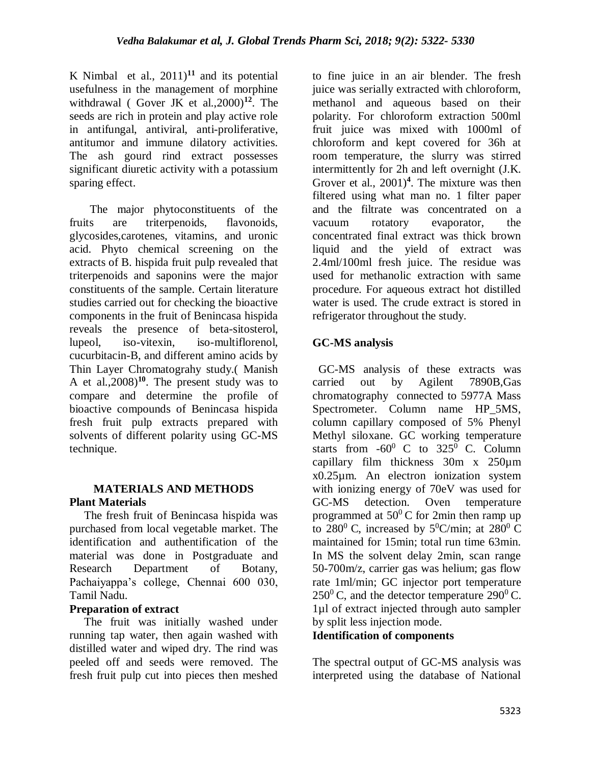K Nimbal et al., 2011)[11] and its potential usefulness in the management of morphine withdrawal ( Gover JK et al.,2000)[12]. The seeds are rich in protein and play active role in antifungal, antiviral, anti-proliferative, antitumor and immune dilatory activities. The ash gourd rind extract possesses significant diuretic activity with a potassium sparing effect.

The major phytoconstituents of the fruits are triterpenoids, flavonoids, glycosides,carotenes, vitamins, and uronic acid. Phyto chemical screening on the extracts of B. hispida fruit pulp revealed that triterpenoids and saponins were the major constituents of the sample. Certain literature studies carried out for checking the bioactive components in the fruit of Benincasa hispida reveals the presence of beta-sitosterol, lupeol, iso-vitexin, iso-multiflorenol, cucurbitacin-B, and different amino acids by Thin Layer Chromatograhy study.( Manish A et al.,2008)[10]. The present study was to compare and determine the profile of bioactive compounds of Benincasa hispida fresh fruit pulp extracts prepared with solvents of different polarity using GC-MS technique.

## MATERIALS AND METHODS

### Plant Materials

The fresh fruit of Benincasa hispida was purchased from local vegetable market. The identification and authentification of the material was done in Postgraduate and Research Department of Botany, Pachaiyappa's college, Chennai 600 030, Tamil Nadu.

### Preparation of extract

The fruit was initially washed under running tap water, then again washed with distilled water and wiped dry. The rind was peeled off and seeds were removed. The fresh fruit pulp cut into pieces then meshed to fine juice in an air blender. The fresh juice was serially extracted with chloroform, methanol and aqueous based on their polarity. For chloroform extraction 500ml fruit juice was mixed with 1000ml of chloroform and kept covered for 36h at room temperature, the slurry was stirred intermittently for 2h and left overnight (J.K. Grover et al., 2001)[4]. The mixture was then filtered using what man no. 1 filter paper and the filtrate was concentrated on a vacuum rotatory evaporator, the concentrated final extract was thick brown liquid and the yield of extract was 2.4ml/100ml fresh juice. The residue was used for methanolic extraction with same procedure. For aqueous extract hot distilled water is used. The crude extract is stored in refrigerator throughout the study.

### GC-MS analysis

GC-MS analysis of these extracts was carried out by Agilent 7890B,Gas chromatography connected to 5977A Mass Spectrometer. Column name HP_5MS, column capillary composed of 5% Phenyl Methyl siloxane. GC working temperature starts from -$60^0$ C to $325^0$ C. Column capillary film thickness 30m x 250µm x0.25µm. An electron ionization system with ionizing energy of 70eV was used for GC-MS detection. Oven temperature programmed at $50^0$ C for 2min then ramp up to $280^0$ C, increased by $5^0$C/min; at $280^0$ C maintained for 15min; total run time 63min. In MS the solvent delay 2min, scan range 50-700m/z, carrier gas was helium; gas flow rate 1ml/min; GC injector port temperature $250^0$ C, and the detector temperature $290^0$ C. 1µl of extract injected through auto sampler by split less injection mode.

### Identification of components

The spectral output of GC-MS analysis was interpreted using the database of National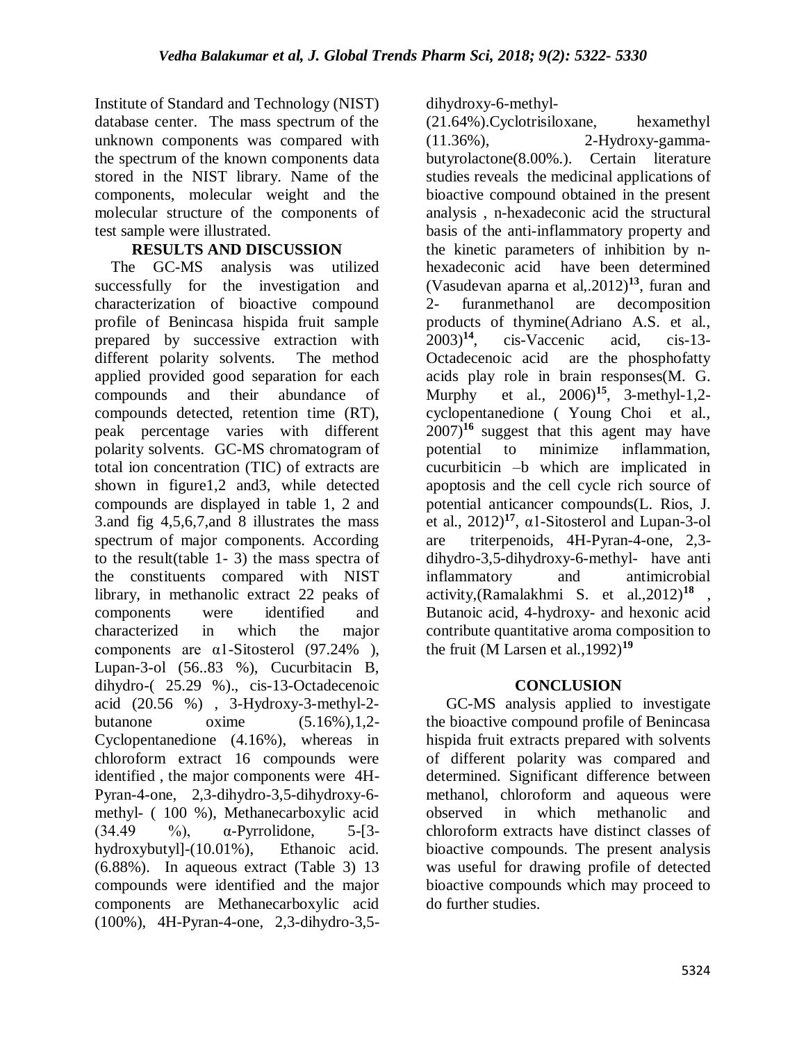Institute of Standard and Technology (NIST) database center. The mass spectrum of the unknown components was compared with the spectrum of the known components data stored in the NIST library. Name of the components, molecular weight and the molecular structure of the components of test sample were illustrated.

## RESULTS AND DISCUSSION

The GC-MS analysis was utilized successfully for the investigation and characterization of bioactive compound profile of Benincasa hispida fruit sample prepared by successive extraction with different polarity solvents. The method applied provided good separation for each compounds and their abundance of compounds detected, retention time (RT), peak percentage varies with different polarity solvents. GC-MS chromatogram of total ion concentration (TIC) of extracts are shown in figure1,2 and3, while detected compounds are displayed in table 1, 2 and 3.and fig 4,5,6,7,and 8 illustrates the mass spectrum of major components. According to the result(table 1- 3) the mass spectra of the constituents compared with NIST library, in methanolic extract 22 peaks of components were identified and characterized in which the major components are α1-Sitosterol (97.24% ), Lupan-3-ol (56..83 %), Cucurbitacin B, dihydro-( 25.29 %)., cis-13-Octadecenoic acid (20.56 %) , 3-Hydroxy-3-methyl-2-butanone oxime (5.16%),1,2-Cyclopentanedione (4.16%), whereas in chloroform extract 16 compounds were identified , the major components were 4H-Pyran-4-one, 2,3-dihydro-3,5-dihydroxy-6-methyl- ( 100 %), Methanecarboxylic acid (34.49 %), α-Pyrrolidone, 5-[3-hydroxybutyl]-(10.01%), Ethanoic acid. (6.88%). In aqueous extract (Table 3) 13 compounds were identified and the major components are Methanecarboxylic acid (100%), 4H-Pyran-4-one, 2,3-dihydro-3,5-dihydroxy-6-methyl-(21.64%).Cyclotrisiloxane, hexamethyl (11.36%), 2-Hydroxy-gamma-butyrolactone(8.00%.). Certain literature studies reveals the medicinal applications of bioactive compound obtained in the present analysis , n-hexadeconic acid the structural basis of the anti-inflammatory property and the kinetic parameters of inhibition by n-hexadeconic acid have been determined (Vasudevan aparna et al,.2012)[13], furan and 2- furanmethanol are decomposition products of thymine(Adriano A.S. et al., 2003)[14], cis-Vaccenic acid, cis-13-Octadecenoic acid are the phosphofatty acids play role in brain responses(M. G. Murphy et al., 2006)[15], 3-methyl-1,2-cyclopentanedione ( Young Choi et al., 2007)[16] suggest that this agent may have potential to minimize inflammation, cucurbiticin –b which are implicated in apoptosis and the cell cycle rich source of potential anticancer compounds(L. Rios, J. et al., 2012)[17], α1-Sitosterol and Lupan-3-ol are triterpenoids, 4H-Pyran-4-one, 2,3-dihydro-3,5-dihydroxy-6-methyl- have anti inflammatory and antimicrobial activity,(Ramalakhmi S. et al.,2012)[18] , Butanoic acid, 4-hydroxy- and hexonic acid contribute quantitative aroma composition to the fruit (M Larsen et al.,1992)[19]

## CONCLUSION

GC-MS analysis applied to investigate the bioactive compound profile of Benincasa hispida fruit extracts prepared with solvents of different polarity was compared and determined. Significant difference between methanol, chloroform and aqueous were observed in which methanolic and chloroform extracts have distinct classes of bioactive compounds. The present analysis was useful for drawing profile of detected bioactive compounds which may proceed to do further studies.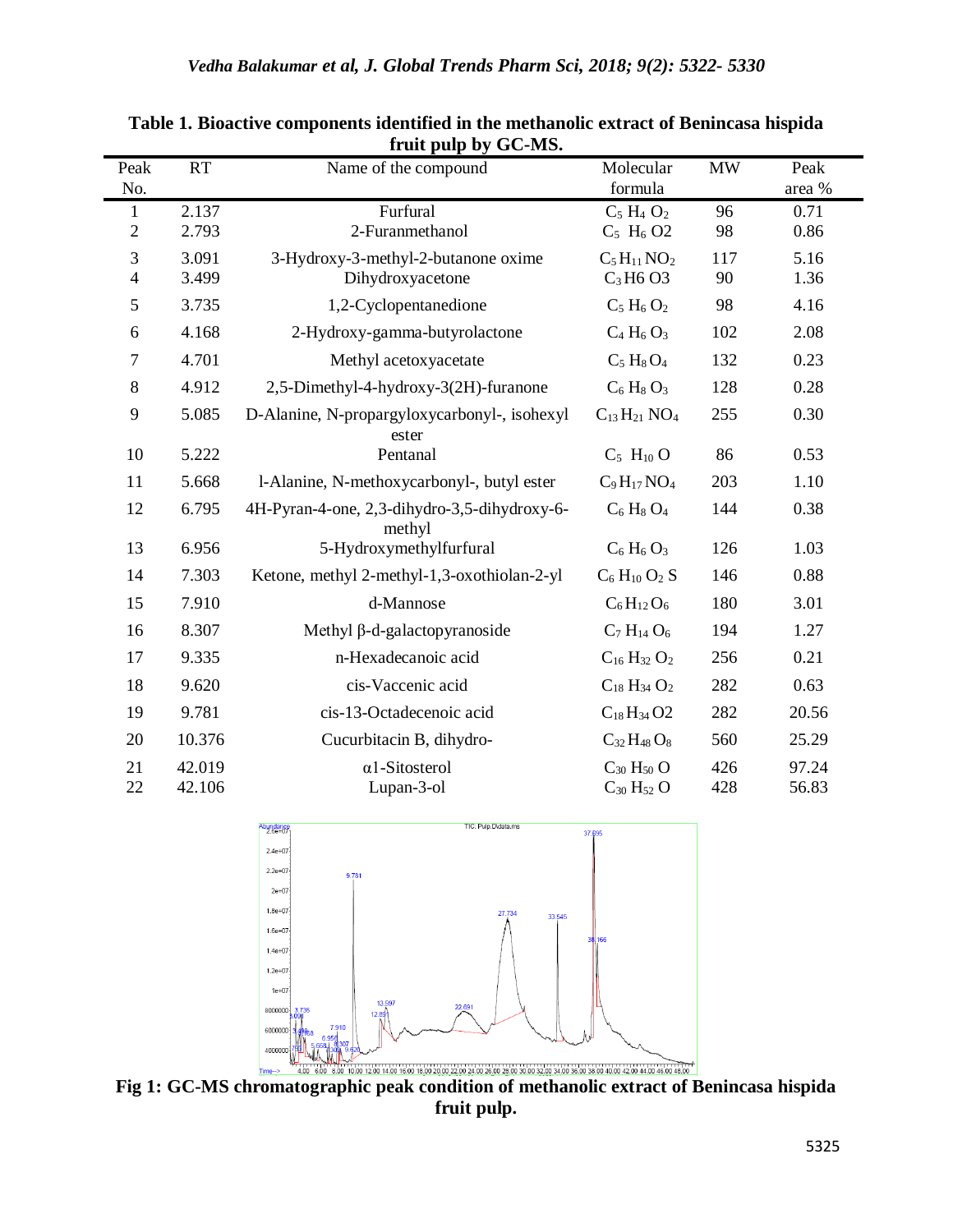**Table 1. Bioactive components identified in the methanolic extract of Benincasa hispida fruit pulp by GC-MS.**

| Peak No. | RT | Name of the compound | Molecular formula | MW | Peak area % |
|---|---|---|---|---|---|
| 1 | 2.137 | Furfural | $C_5H_4O_2$ | 96 | 0.71 |
| 2 | 2.793 | 2-Furanmethanol | $C_5H_6O2$ | 98 | 0.86 |
| 3 | 3.091 | 3-Hydroxy-3-methyl-2-butanone oxime | $C_5H_{11}NO_2$ | 117 | 5.16 |
| 4 | 3.499 | Dihydroxyacetone | $C_3H6O3$ | 90 | 1.36 |
| 5 | 3.735 | 1,2-Cyclopentanedione | $C_5H_6O_2$ | 98 | 4.16 |
| 6 | 4.168 | 2-Hydroxy-gamma-butyrolactone | $C_4H_6O_3$ | 102 | 2.08 |
| 7 | 4.701 | Methyl acetoxyacetate | $C_5H_8O_4$ | 132 | 0.23 |
| 8 | 4.912 | 2,5-Dimethyl-4-hydroxy-3(2H)-furanone | $C_6H_8O_3$ | 128 | 0.28 |
| 9 | 5.085 | D-Alanine, N-propargyloxycarbonyl-, isohexyl ester | $C_{13}H_{21}NO_4$ | 255 | 0.30 |
| 10 | 5.222 | Pentanal | $C_5H_{10}O$ | 86 | 0.53 |
| 11 | 5.668 | l-Alanine, N-methoxycarbonyl-, butyl ester | $C_9H_{17}NO_4$ | 203 | 1.10 |
| 12 | 6.795 | 4H-Pyran-4-one, 2,3-dihydro-3,5-dihydroxy-6-methyl | $C_6H_8O_4$ | 144 | 0.38 |
| 13 | 6.956 | 5-Hydroxymethylfurfural | $C_6H_6O_3$ | 126 | 1.03 |
| 14 | 7.303 | Ketone, methyl 2-methyl-1,3-oxothiolan-2-yl | $C_6H_{10}O_2S$ | 146 | 0.88 |
| 15 | 7.910 | d-Mannose | $C_6H_{12}O_6$ | 180 | 3.01 |
| 16 | 8.307 | Methyl β-d-galactopyranoside | $C_7H_{14}O_6$ | 194 | 1.27 |
| 17 | 9.335 | n-Hexadecanoic acid | $C_{16}H_{32}O_2$ | 256 | 0.21 |
| 18 | 9.620 | cis-Vaccenic acid | $C_{18}H_{34}O_2$ | 282 | 0.63 |
| 19 | 9.781 | cis-13-Octadecenoic acid | $C_{18}H_{34}O2$ | 282 | 20.56 |
| 20 | 10.376 | Cucurbitacin B, dihydro- | $C_{32}H_{48}O_8$ | 560 | 25.29 |
| 21 | 42.019 | α1-Sitosterol | $C_{30}H_{50}O$ | 426 | 97.24 |
| 22 | 42.106 | Lupan-3-ol | $C_{30}H_{52}O$ | 428 | 56.83 |

**Fig 1: GC-MS chromatographic peak condition of methanolic extract of Benincasa hispida fruit pulp.**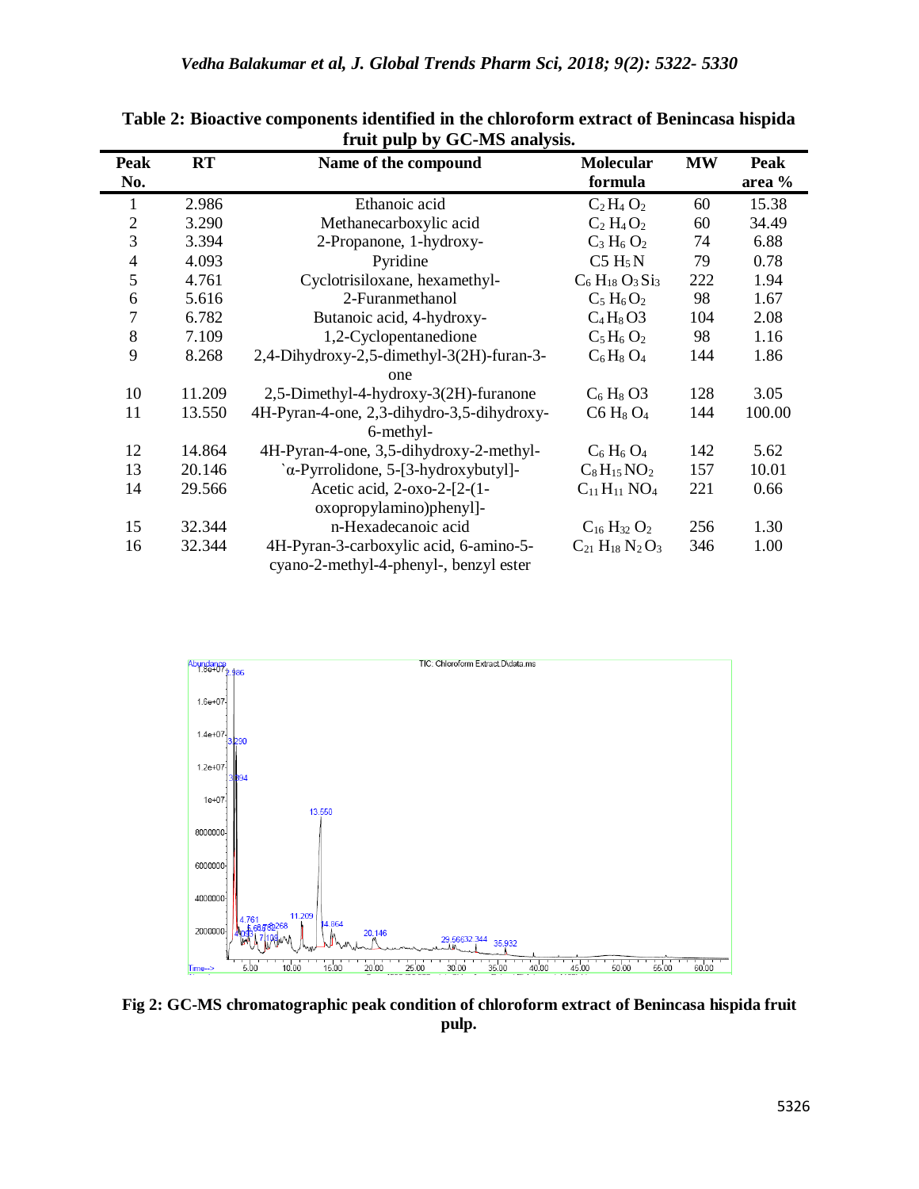**Table 2: Bioactive components identified in the chloroform extract of Benincasa hispida fruit pulp by GC-MS analysis.**

| Peak No. | RT | Name of the compound | Molecular formula | MW | Peak area % |
|---|---|---|---|---|---|
| 1 | 2.986 | Ethanoic acid | $C_2H_4O_2$ | 60 | 15.38 |
| 2 | 3.290 | Methanecarboxylic acid | $C_2H_4O_2$ | 60 | 34.49 |
| 3 | 3.394 | 2-Propanone, 1-hydroxy- | $C_3H_6O_2$ | 74 | 6.88 |
| 4 | 4.093 | Pyridine | $C5H_5N$ | 79 | 0.78 |
| 5 | 4.761 | Cyclotrisiloxane, hexamethyl- | $C_6H_{18}O_3Si_3$ | 222 | 1.94 |
| 6 | 5.616 | 2-Furanmethanol | $C_5H_6O_2$ | 98 | 1.67 |
| 7 | 6.782 | Butanoic acid, 4-hydroxy- | $C_4H_8O3$ | 104 | 2.08 |
| 8 | 7.109 | 1,2-Cyclopentanedione | $C_5H_6O_2$ | 98 | 1.16 |
| 9 | 8.268 | 2,4-Dihydroxy-2,5-dimethyl-3(2H)-furan-3-one | $C_6H_8O_4$ | 144 | 1.86 |
| 10 | 11.209 | 2,5-Dimethyl-4-hydroxy-3(2H)-furanone | $C_6H_8O3$ | 128 | 3.05 |
| 11 | 13.550 | 4H-Pyran-4-one, 2,3-dihydro-3,5-dihydroxy-6-methyl- | $C6H_8O_4$ | 144 | 100.00 |
| 12 | 14.864 | 4H-Pyran-4-one, 3,5-dihydroxy-2-methyl- | $C_6H_6O_4$ | 142 | 5.62 |
| 13 | 20.146 | `α-Pyrrolidone, 5-[3-hydroxybutyl]- | $C_8H_{15}NO_2$ | 157 | 10.01 |
| 14 | 29.566 | Acetic acid, 2-oxo-2-[2-(1-oxopropylamino)phenyl]- | $C_{11}H_{11}NO_4$ | 221 | 0.66 |
| 15 | 32.344 | n-Hexadecanoic acid | $C_{16}H_{32}O_2$ | 256 | 1.30 |
| 16 | 32.344 | 4H-Pyran-3-carboxylic acid, 6-amino-5-cyano-2-methyl-4-phenyl-, benzyl ester | $C_{21}H_{18}N_2O_3$ | 346 | 1.00 |

**Fig 2: GC-MS chromatographic peak condition of chloroform extract of Benincasa hispida fruit pulp.**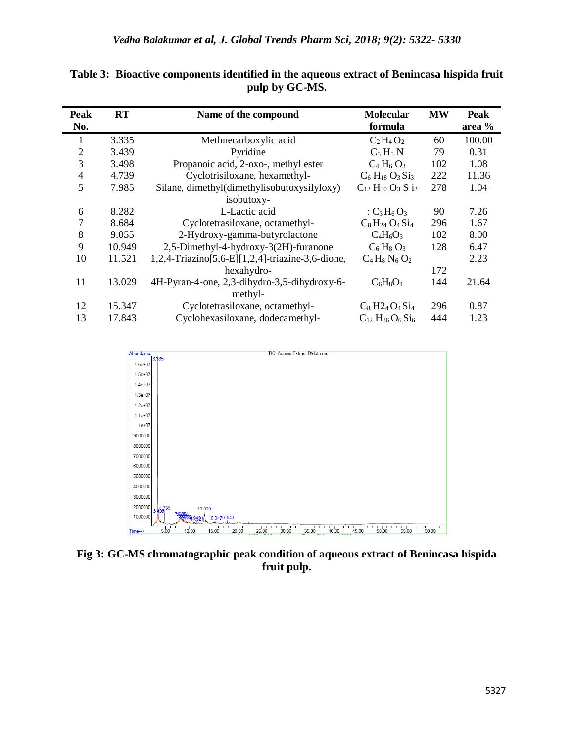**Table 3: Bioactive components identified in the aqueous extract of Benincasa hispida fruit pulp by GC-MS.**

| Peak No. | RT | Name of the compound | Molecular formula | MW | Peak area % |
|---|---|---|---|---|---|
| 1 | 3.335 | Methnecarboxylic acid | $C_2H_4O_2$ | 60 | 100.00 |
| 2 | 3.439 | Pyridine | $C_5H_5N$ | 79 | 0.31 |
| 3 | 3.498 | Propanoic acid, 2-oxo-, methyl ester | $C_4H_6O_3$ | 102 | 1.08 |
| 4 | 4.739 | Cyclotrisiloxane, hexamethyl- | $C_6H_{18}O_3Si_3$ | 222 | 11.36 |
| 5 | 7.985 | Silane, dimethyl(dimethylisobutoxysilyloxy) isobutoxy- | $C_{12}H_{30}O_3Si_2$ | 278 | 1.04 |
| 6 | 8.282 | L-Lactic acid | : $C_3H_6O_3$ | 90 | 7.26 |
| 7 | 8.684 | Cyclotetrasiloxane, octamethyl- | $C_8H_{24}O_4Si_4$ | 296 | 1.67 |
| 8 | 9.055 | 2-Hydroxy-gamma-butyrolactone | $C_4H_6O_3$ | 102 | 8.00 |
| 9 | 10.949 | 2,5-Dimethyl-4-hydroxy-3(2H)-furanone | $C_6H_8O_3$ | 128 | 6.47 |
| 10 | 11.521 | 1,2,4-Triazino[5,6-E][1,2,4]-triazine-3,6-dione, hexahydro- | $C_4H_8N_6O_2$ | 172 | 2.23 |
| 11 | 13.029 | 4H-Pyran-4-one, 2,3-dihydro-3,5-dihydroxy-6-methyl- | $C_6H_8O_4$ | 144 | 21.64 |
| 12 | 15.347 | Cyclotetrasiloxane, octamethyl- | $C_8H_{24}O_4Si_4$ | 296 | 0.87 |
| 13 | 17.843 | Cyclohexasiloxane, dodecamethyl- | $C_{12}H_{36}O_6Si_6$ | 444 | 1.23 |

**Fig 3: GC-MS chromatographic peak condition of aqueous extract of Benincasa hispida fruit pulp.**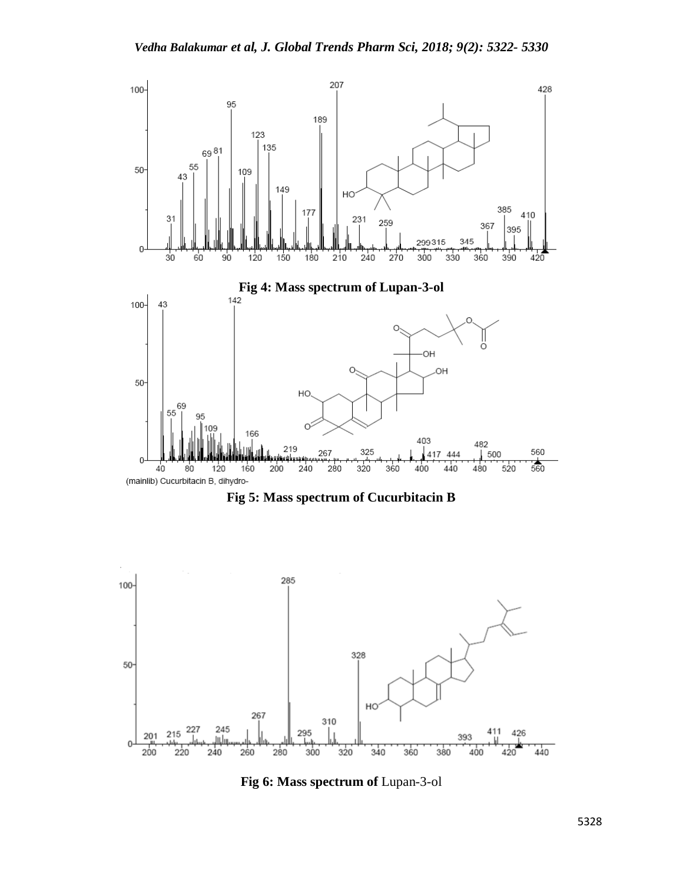Fig 4: Mass spectrum of Lupan-3-ol

(mainlib) Cucurbitacin B, dihydro-

Fig 5: Mass spectrum of Cucurbitacin B

Fig 6: Mass spectrum of Lupan-3-ol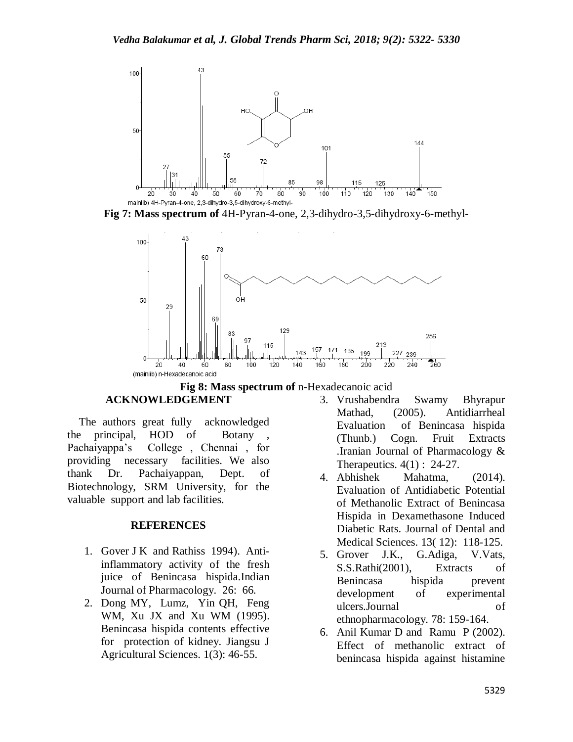**Fig 7: Mass spectrum of** 4H-Pyran-4-one, 2,3-dihydro-3,5-dihydroxy-6-methyl-

**Fig 8: Mass spectrum of** n-Hexadecanoic acid

## ACKNOWLEDGEMENT

The authors great fully acknowledged the principal, HOD of Botany, Pachaiyappa's College, Chennai, for providing necessary facilities. We also thank Dr. Pachaiyappan, Dept. of Biotechnology, SRM University, for the valuable support and lab facilities.

## REFERENCES

1. Gover J K and Rathiss 1994). Anti-inflammatory activity of the fresh juice of Benincasa hispida.Indian Journal of Pharmacology. 26: 66.
2. Dong MY, Lumz, Yin QH, Feng WM, Xu JX and Xu WM (1995). Benincasa hispida contents effective for protection of kidney. Jiangsu J Agricultural Sciences. 1(3): 46-55.
3. Vrushabendra Swamy Bhyrapur Mathad, (2005). Antidiarrheal Evaluation of Benincasa hispida (Thunb.) Cogn. Fruit Extracts .Iranian Journal of Pharmacology & Therapeutics. 4(1) : 24-27.
4. Abhishek Mahatma, (2014). Evaluation of Antidiabetic Potential of Methanolic Extract of Benincasa Hispida in Dexamethasone Induced Diabetic Rats. Journal of Dental and Medical Sciences. 13( 12): 118-125.
5. Grover J.K., G.Adiga, V.Vats, S.S.Rathi(2001), Extracts of Benincasa hispida prevent development of experimental ulcers.Journal of ethnopharmacology. 78: 159-164.
6. Anil Kumar D and Ramu P (2002). Effect of methanolic extract of benincasa hispida against histamine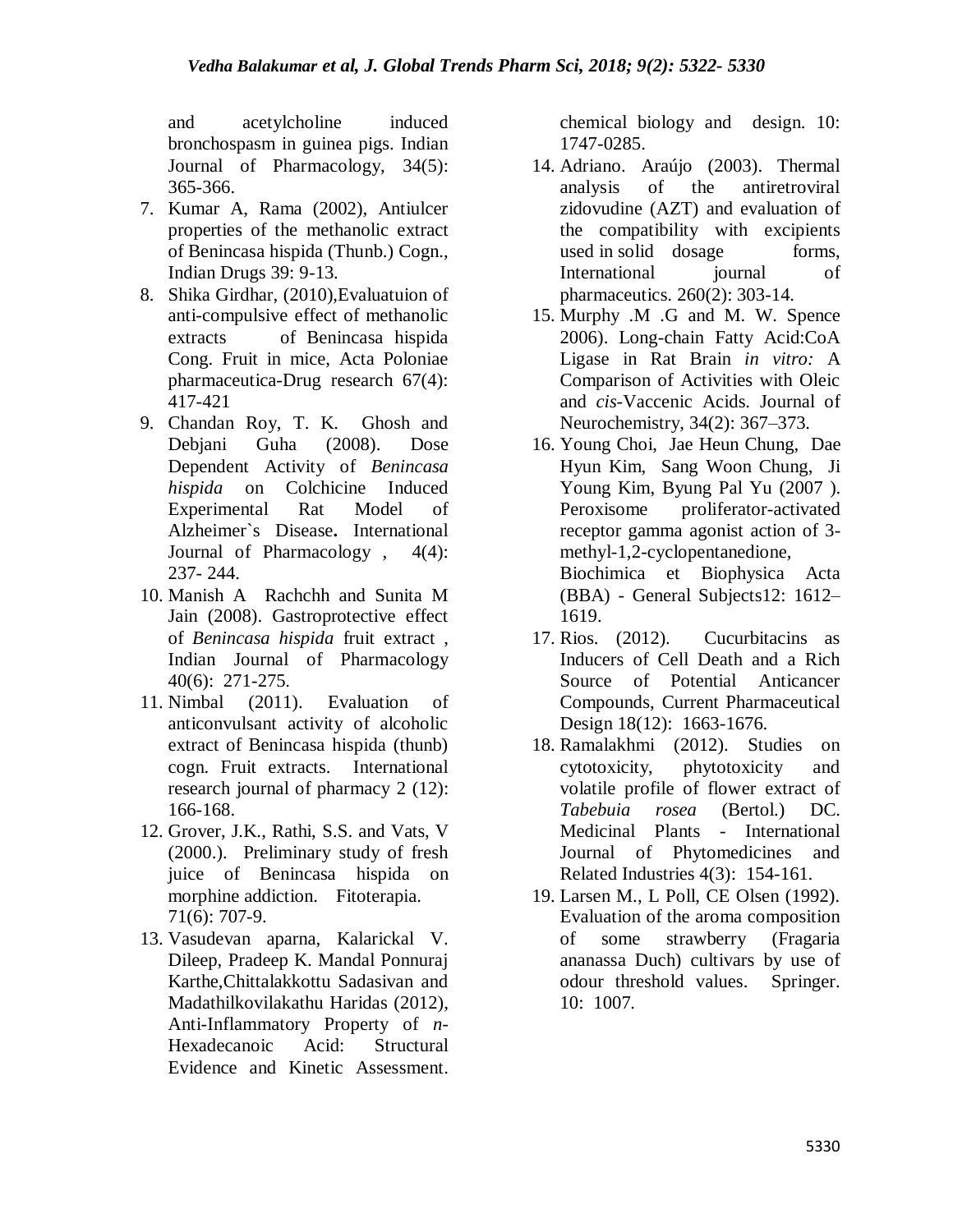and acetylcholine induced bronchospasm in guinea pigs. Indian Journal of Pharmacology, 34(5): 365-366.

7. Kumar A, Rama (2002), Antiulcer properties of the methanolic extract of Benincasa hispida (Thunb.) Cogn., Indian Drugs 39: 9-13.
8. Shika Girdhar, (2010),Evaluatuion of anti-compulsive effect of methanolic extracts of Benincasa hispida Cong. Fruit in mice, Acta Poloniae pharmaceutica-Drug research 67(4): 417-421
9. Chandan Roy, T. K. Ghosh and Debjani Guha (2008). Dose Dependent Activity of *Benincasa hispida* on Colchicine Induced Experimental Rat Model of Alzheimer`s Disease**.** International Journal of Pharmacology , 4(4): 237- 244.
10. Manish A Rachchh and Sunita M Jain (2008). Gastroprotective effect of *Benincasa hispida* fruit extract , Indian Journal of Pharmacology 40(6): 271-275.
11. Nimbal (2011). Evaluation of anticonvulsant activity of alcoholic extract of Benincasa hispida (thunb) cogn. Fruit extracts. International research journal of pharmacy 2 (12): 166-168.
12. Grover, J.K., Rathi, S.S. and Vats, V (2000.). Preliminary study of fresh juice of Benincasa hispida on morphine addiction. Fitoterapia. 71(6): 707-9.
13. Vasudevan aparna, Kalarickal V. Dileep, Pradeep K. Mandal Ponnuraj Karthe,Chittalakkottu Sadasivan and Madathilkovilakathu Haridas (2012), Anti-Inflammatory Property of *n*-Hexadecanoic Acid: Structural Evidence and Kinetic Assessment. chemical biology and design. 10: 1747-0285.
14. Adriano. Araújo (2003). Thermal analysis of the antiretroviral zidovudine (AZT) and evaluation of the compatibility with excipients used in solid dosage forms, International journal of pharmaceutics. 260(2): 303-14.
15. Murphy .M .G and M. W. Spence 2006). Long-chain Fatty Acid:CoA Ligase in Rat Brain *in vitro:* A Comparison of Activities with Oleic and *cis*-Vaccenic Acids. Journal of Neurochemistry, 34(2): 367–373.
16. Young Choi, Jae Heun Chung, Dae Hyun Kim, Sang Woon Chung, Ji Young Kim, Byung Pal Yu (2007 ). Peroxisome proliferator-activated receptor gamma agonist action of 3-methyl-1,2-cyclopentanedione, Biochimica et Biophysica Acta (BBA) - General Subjects12: 1612–1619.
17. Rios. (2012). Cucurbitacins as Inducers of Cell Death and a Rich Source of Potential Anticancer Compounds, Current Pharmaceutical Design 18(12): 1663-1676.
18. Ramalakhmi (2012). Studies on cytotoxicity, phytotoxicity and volatile profile of flower extract of *Tabebuia rosea* (Bertol.) DC. Medicinal Plants - International Journal of Phytomedicines and Related Industries 4(3): 154-161.
19. Larsen M., L Poll, CE Olsen (1992). Evaluation of the aroma composition of some strawberry (Fragaria ananassa Duch) cultivars by use of odour threshold values. Springer. 10: 1007.